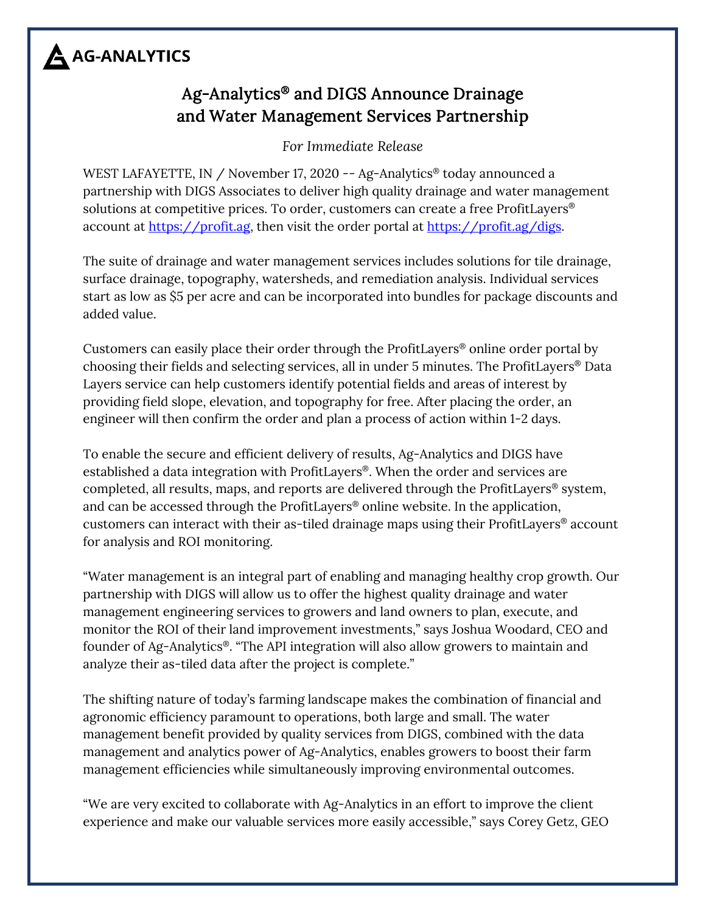AG-ANALYTICS

# Ag-Analytics® and DIGS Announce Drainage and Water Management Services Partnership

*For Immediate Release*

WEST LAFAYETTE, IN / November 17, 2020 -- Ag-Analytics® today announced a partnership with DIGS Associates to deliver high quality drainage and water management solutions at competitive prices. To order, customers can create a free ProfitLayers® account at https://profit.ag, then visit the order portal at https://profit.ag/digs.

The suite of drainage and water management services includes solutions for tile drainage, surface drainage, topography, watersheds, and remediation analysis. Individual services start as low as $5 per acre and can be incorporated into bundles for package discounts and added value.

Customers can easily place their order through the ProfitLayers® online order portal by choosing their fields and selecting services, all in under 5 minutes. The ProfitLayers® Data Layers service can help customers identify potential fields and areas of interest by providing field slope, elevation, and topography for free. After placing the order, an engineer will then confirm the order and plan a process of action within 1-2 days.

To enable the secure and efficient delivery of results, Ag-Analytics and DIGS have established a data integration with ProfitLayers®. When the order and services are completed, all results, maps, and reports are delivered through the ProfitLayers® system, and can be accessed through the ProfitLayers® online website. In the application, customers can interact with their as-tiled drainage maps using their ProfitLayers® account for analysis and ROI monitoring.

"Water management is an integral part of enabling and managing healthy crop growth. Our partnership with DIGS will allow us to offer the highest quality drainage and water management engineering services to growers and land owners to plan, execute, and monitor the ROI of their land improvement investments," says Joshua Woodard, CEO and founder of Ag-Analytics®. "The API integration will also allow growers to maintain and analyze their as-tiled data after the project is complete."

The shifting nature of today's farming landscape makes the combination of financial and agronomic efficiency paramount to operations, both large and small. The water management benefit provided by quality services from DIGS, combined with the data management and analytics power of Ag-Analytics, enables growers to boost their farm management efficiencies while simultaneously improving environmental outcomes.

"We are very excited to collaborate with Ag-Analytics in an effort to improve the client experience and make our valuable services more easily accessible," says Corey Getz, GEO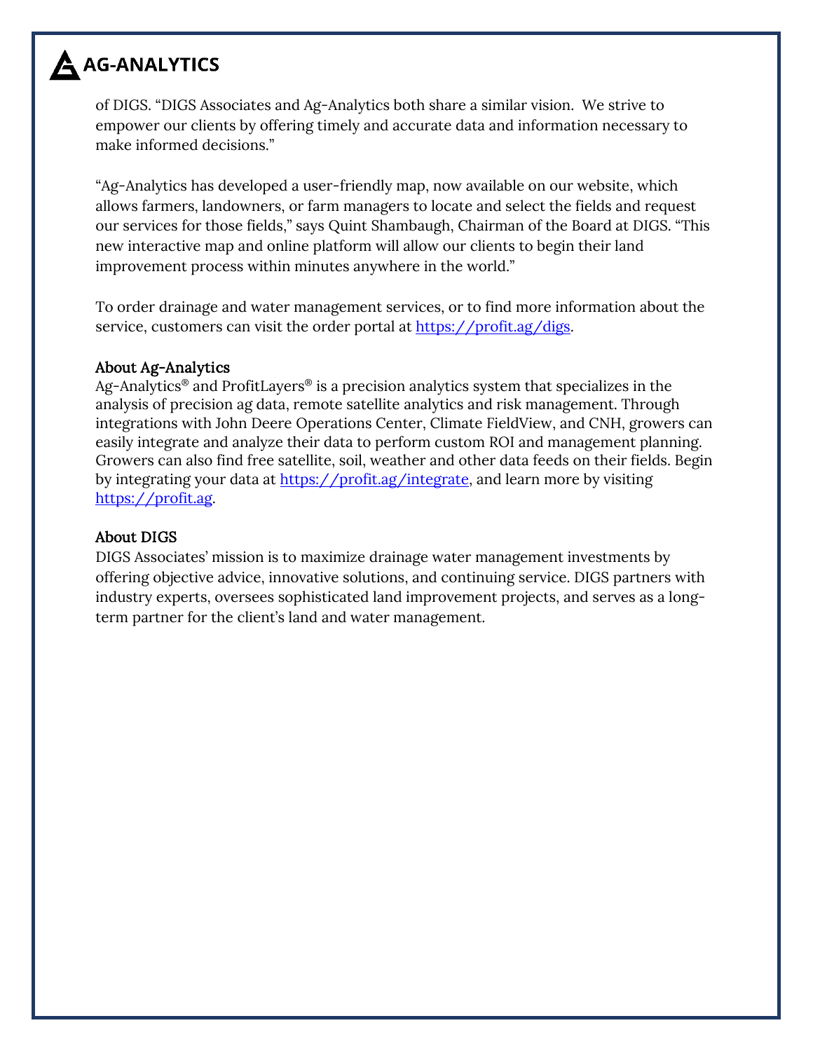of DIGS. “DIGS Associates and Ag-Analytics both share a similar vision. We strive to empower our clients by offering timely and accurate data and information necessary to make informed decisions.”

“Ag-Analytics has developed a user-friendly map, now available on our website, which allows farmers, landowners, or farm managers to locate and select the fields and request our services for those fields,” says Quint Shambaugh, Chairman of the Board at DIGS. “This new interactive map and online platform will allow our clients to begin their land improvement process within minutes anywhere in the world.”

To order drainage and water management services, or to find more information about the service, customers can visit the order portal at https://profit.ag/digs.

### About Ag-Analytics

Ag-Analytics® and ProfitLayers® is a precision analytics system that specializes in the analysis of precision ag data, remote satellite analytics and risk management. Through integrations with John Deere Operations Center, Climate FieldView, and CNH, growers can easily integrate and analyze their data to perform custom ROI and management planning. Growers can also find free satellite, soil, weather and other data feeds on their fields. Begin by integrating your data at https://profit.ag/integrate, and learn more by visiting https://profit.ag.

### About DIGS

DIGS Associates' mission is to maximize drainage water management investments by offering objective advice, innovative solutions, and continuing service. DIGS partners with industry experts, oversees sophisticated land improvement projects, and serves as a long-term partner for the client's land and water management.